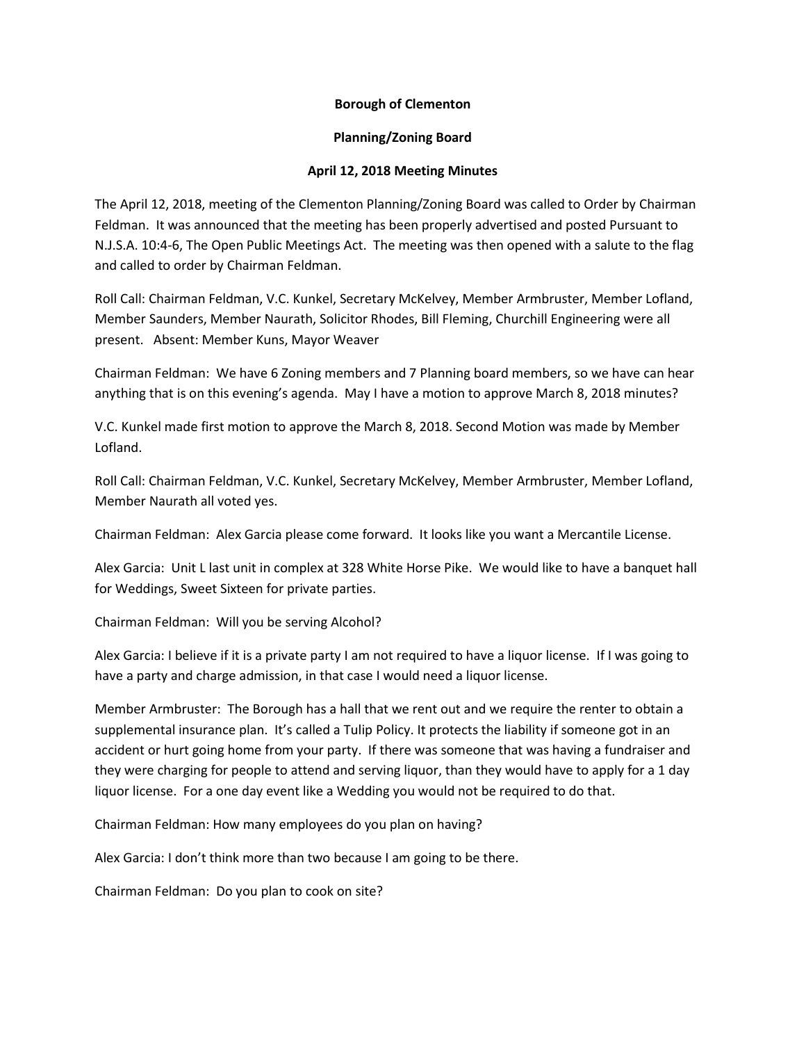**Borough of Clementon**

**Planning/Zoning Board**

**April 12, 2018 Meeting Minutes**

The April 12, 2018, meeting of the Clementon Planning/Zoning Board was called to Order by Chairman Feldman. It was announced that the meeting has been properly advertised and posted Pursuant to N.J.S.A. 10:4-6, The Open Public Meetings Act. The meeting was then opened with a salute to the flag and called to order by Chairman Feldman.

Roll Call: Chairman Feldman, V.C. Kunkel, Secretary McKelvey, Member Armbruster, Member Lofland, Member Saunders, Member Naurath, Solicitor Rhodes, Bill Fleming, Churchill Engineering were all present. Absent: Member Kuns, Mayor Weaver

Chairman Feldman: We have 6 Zoning members and 7 Planning board members, so we have can hear anything that is on this evening's agenda. May I have a motion to approve March 8, 2018 minutes?

V.C. Kunkel made first motion to approve the March 8, 2018. Second Motion was made by Member Lofland.

Roll Call: Chairman Feldman, V.C. Kunkel, Secretary McKelvey, Member Armbruster, Member Lofland, Member Naurath all voted yes.

Chairman Feldman: Alex Garcia please come forward. It looks like you want a Mercantile License.

Alex Garcia: Unit L last unit in complex at 328 White Horse Pike. We would like to have a banquet hall for Weddings, Sweet Sixteen for private parties.

Chairman Feldman: Will you be serving Alcohol?

Alex Garcia: I believe if it is a private party I am not required to have a liquor license. If I was going to have a party and charge admission, in that case I would need a liquor license.

Member Armbruster: The Borough has a hall that we rent out and we require the renter to obtain a supplemental insurance plan. It's called a Tulip Policy. It protects the liability if someone got in an accident or hurt going home from your party. If there was someone that was having a fundraiser and they were charging for people to attend and serving liquor, than they would have to apply for a 1 day liquor license. For a one day event like a Wedding you would not be required to do that.

Chairman Feldman: How many employees do you plan on having?

Alex Garcia: I don't think more than two because I am going to be there.

Chairman Feldman: Do you plan to cook on site?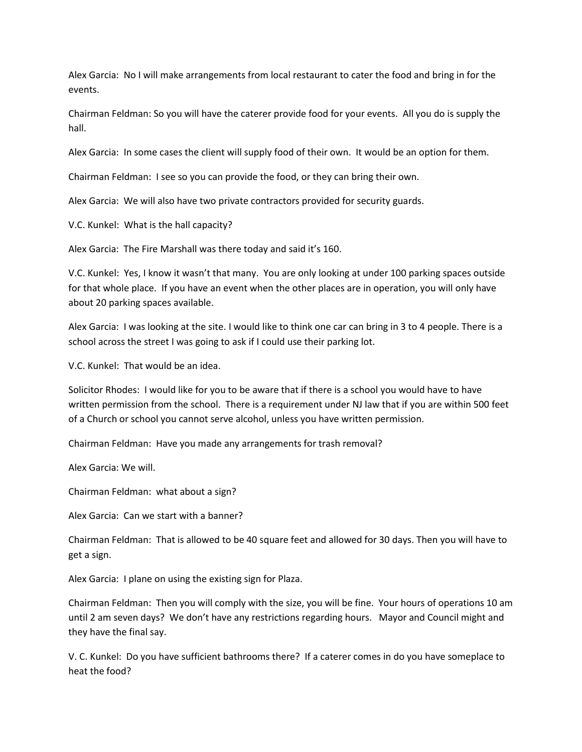Alex Garcia: No I will make arrangements from local restaurant to cater the food and bring in for the events.

Chairman Feldman: So you will have the caterer provide food for your events. All you do is supply the hall.

Alex Garcia: In some cases the client will supply food of their own. It would be an option for them.

Chairman Feldman: I see so you can provide the food, or they can bring their own.

Alex Garcia: We will also have two private contractors provided for security guards.

V.C. Kunkel: What is the hall capacity?

Alex Garcia: The Fire Marshall was there today and said it's 160.

V.C. Kunkel: Yes, I know it wasn't that many. You are only looking at under 100 parking spaces outside for that whole place. If you have an event when the other places are in operation, you will only have about 20 parking spaces available.

Alex Garcia: I was looking at the site. I would like to think one car can bring in 3 to 4 people. There is a school across the street I was going to ask if I could use their parking lot.

V.C. Kunkel: That would be an idea.

Solicitor Rhodes: I would like for you to be aware that if there is a school you would have to have written permission from the school. There is a requirement under NJ law that if you are within 500 feet of a Church or school you cannot serve alcohol, unless you have written permission.

Chairman Feldman: Have you made any arrangements for trash removal?

Alex Garcia: We will.

Chairman Feldman: what about a sign?

Alex Garcia: Can we start with a banner?

Chairman Feldman: That is allowed to be 40 square feet and allowed for 30 days. Then you will have to get a sign.

Alex Garcia: I plane on using the existing sign for Plaza.

Chairman Feldman: Then you will comply with the size, you will be fine. Your hours of operations 10 am until 2 am seven days? We don't have any restrictions regarding hours. Mayor and Council might and they have the final say.

V. C. Kunkel: Do you have sufficient bathrooms there? If a caterer comes in do you have someplace to heat the food?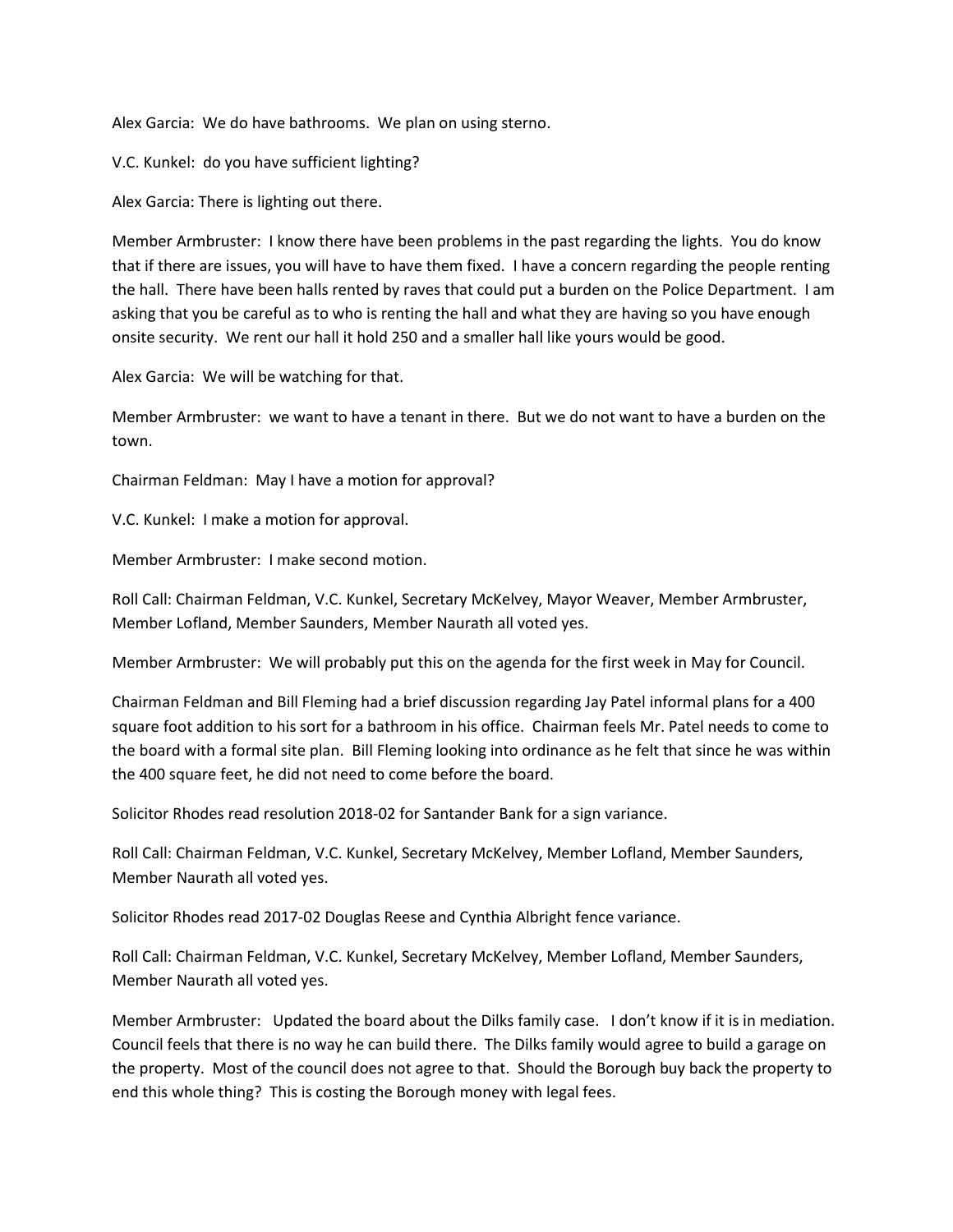Alex Garcia: We do have bathrooms. We plan on using sterno.

V.C. Kunkel: do you have sufficient lighting?

Alex Garcia: There is lighting out there.

Member Armbruster: I know there have been problems in the past regarding the lights. You do know that if there are issues, you will have to have them fixed. I have a concern regarding the people renting the hall. There have been halls rented by raves that could put a burden on the Police Department. I am asking that you be careful as to who is renting the hall and what they are having so you have enough onsite security. We rent our hall it hold 250 and a smaller hall like yours would be good.

Alex Garcia: We will be watching for that.

Member Armbruster: we want to have a tenant in there. But we do not want to have a burden on the town.

Chairman Feldman: May I have a motion for approval?

V.C. Kunkel: I make a motion for approval.

Member Armbruster: I make second motion.

Roll Call: Chairman Feldman, V.C. Kunkel, Secretary McKelvey, Mayor Weaver, Member Armbruster, Member Lofland, Member Saunders, Member Naurath all voted yes.

Member Armbruster: We will probably put this on the agenda for the first week in May for Council.

Chairman Feldman and Bill Fleming had a brief discussion regarding Jay Patel informal plans for a 400 square foot addition to his sort for a bathroom in his office. Chairman feels Mr. Patel needs to come to the board with a formal site plan. Bill Fleming looking into ordinance as he felt that since he was within the 400 square feet, he did not need to come before the board.

Solicitor Rhodes read resolution 2018-02 for Santander Bank for a sign variance.

Roll Call: Chairman Feldman, V.C. Kunkel, Secretary McKelvey, Member Lofland, Member Saunders, Member Naurath all voted yes.

Solicitor Rhodes read 2017-02 Douglas Reese and Cynthia Albright fence variance.

Roll Call: Chairman Feldman, V.C. Kunkel, Secretary McKelvey, Member Lofland, Member Saunders, Member Naurath all voted yes.

Member Armbruster: Updated the board about the Dilks family case. I don't know if it is in mediation. Council feels that there is no way he can build there. The Dilks family would agree to build a garage on the property. Most of the council does not agree to that. Should the Borough buy back the property to end this whole thing? This is costing the Borough money with legal fees.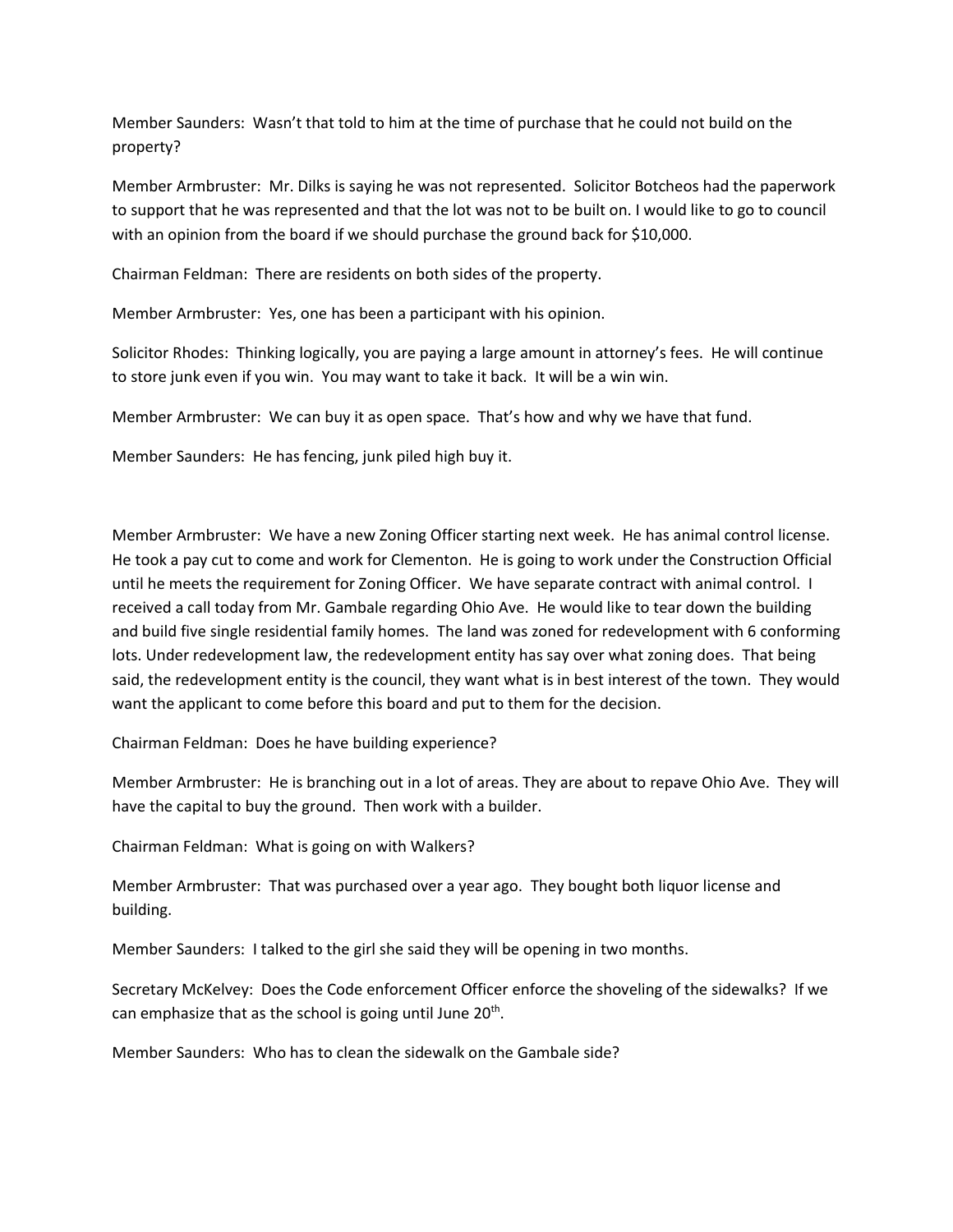Member Saunders: Wasn't that told to him at the time of purchase that he could not build on the property?

Member Armbruster: Mr. Dilks is saying he was not represented. Solicitor Botcheos had the paperwork to support that he was represented and that the lot was not to be built on. I would like to go to council with an opinion from the board if we should purchase the ground back for $10,000.

Chairman Feldman: There are residents on both sides of the property.

Member Armbruster: Yes, one has been a participant with his opinion.

Solicitor Rhodes: Thinking logically, you are paying a large amount in attorney's fees. He will continue to store junk even if you win. You may want to take it back. It will be a win win.

Member Armbruster: We can buy it as open space. That's how and why we have that fund.

Member Saunders: He has fencing, junk piled high buy it.

Member Armbruster: We have a new Zoning Officer starting next week. He has animal control license. He took a pay cut to come and work for Clementon. He is going to work under the Construction Official until he meets the requirement for Zoning Officer. We have separate contract with animal control. I received a call today from Mr. Gambale regarding Ohio Ave. He would like to tear down the building and build five single residential family homes. The land was zoned for redevelopment with 6 conforming lots. Under redevelopment law, the redevelopment entity has say over what zoning does. That being said, the redevelopment entity is the council, they want what is in best interest of the town. They would want the applicant to come before this board and put to them for the decision.

Chairman Feldman: Does he have building experience?

Member Armbruster: He is branching out in a lot of areas. They are about to repave Ohio Ave. They will have the capital to buy the ground. Then work with a builder.

Chairman Feldman: What is going on with Walkers?

Member Armbruster: That was purchased over a year ago. They bought both liquor license and building.

Member Saunders: I talked to the girl she said they will be opening in two months.

Secretary McKelvey: Does the Code enforcement Officer enforce the shoveling of the sidewalks? If we can emphasize that as the school is going until June 20th.

Member Saunders: Who has to clean the sidewalk on the Gambale side?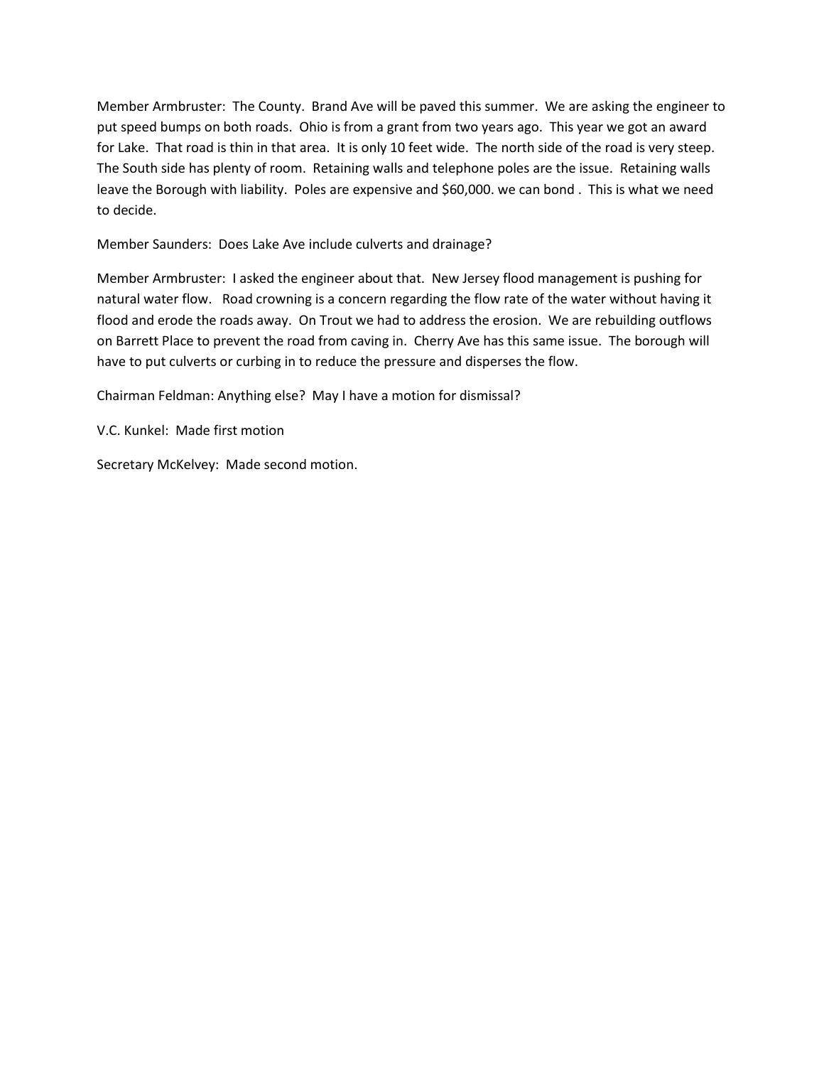Member Armbruster: The County. Brand Ave will be paved this summer. We are asking the engineer to put speed bumps on both roads. Ohio is from a grant from two years ago. This year we got an award for Lake. That road is thin in that area. It is only 10 feet wide. The north side of the road is very steep. The South side has plenty of room. Retaining walls and telephone poles are the issue. Retaining walls leave the Borough with liability. Poles are expensive and $60,000. we can bond . This is what we need to decide.

Member Saunders: Does Lake Ave include culverts and drainage?

Member Armbruster: I asked the engineer about that. New Jersey flood management is pushing for natural water flow. Road crowning is a concern regarding the flow rate of the water without having it flood and erode the roads away. On Trout we had to address the erosion. We are rebuilding outflows on Barrett Place to prevent the road from caving in. Cherry Ave has this same issue. The borough will have to put culverts or curbing in to reduce the pressure and disperses the flow.

Chairman Feldman: Anything else? May I have a motion for dismissal?

V.C. Kunkel: Made first motion

Secretary McKelvey: Made second motion.